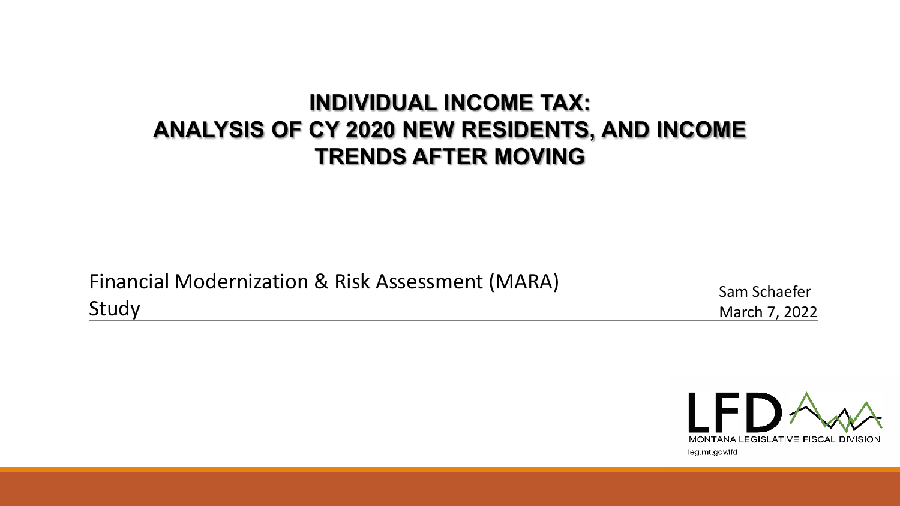# INDIVIDUAL INCOME TAX: ANALYSIS OF CY 2020 NEW RESIDENTS, AND INCOME TRENDS AFTER MOVING

Financial Modernization & Risk Assessment (MARA) Study

Sam Schaefer
March 7, 2022

LFD
MONTANA LEGISLATIVE FISCAL DIVISION
leg.mt.gov/lfd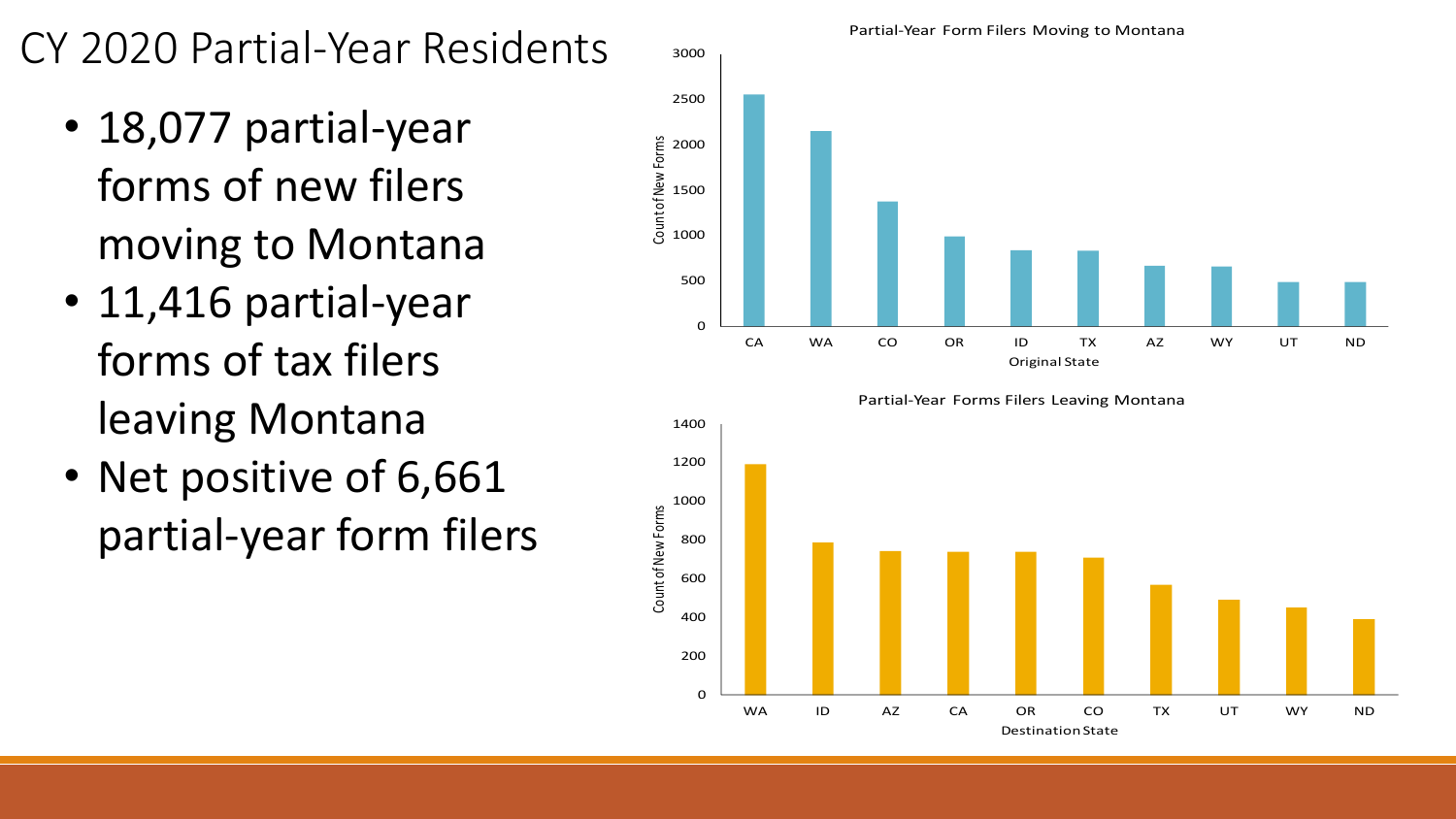# CY 2020 Partial-Year Residents

- 18,077 partial-year forms of new filers moving to Montana
- 11,416 partial-year forms of tax filers leaving Montana
- Net positive of 6,661 partial-year form filers

Partial-Year Form Filers Moving to Montana

| Original State | Count of New Forms (approx.) |
| --- | --- |
| CA | 2550 |
| WA | 2150 |
| CO | 1370 |
| OR | 980 |
| ID | 830 |
| TX | 825 |
| AZ | 660 |
| WY | 650 |
| UT | 480 |
| ND | 480 |

Partial-Year Forms Filers Leaving Montana

| Destination State | Count of New Forms (approx.) |
| --- | --- |
| WA | 1190 |
| ID | 785 |
| AZ | 740 |
| CA | 735 |
| OR | 735 |
| CO | 705 |
| TX | 565 |
| UT | 490 |
| WY | 450 |
| ND | 390 |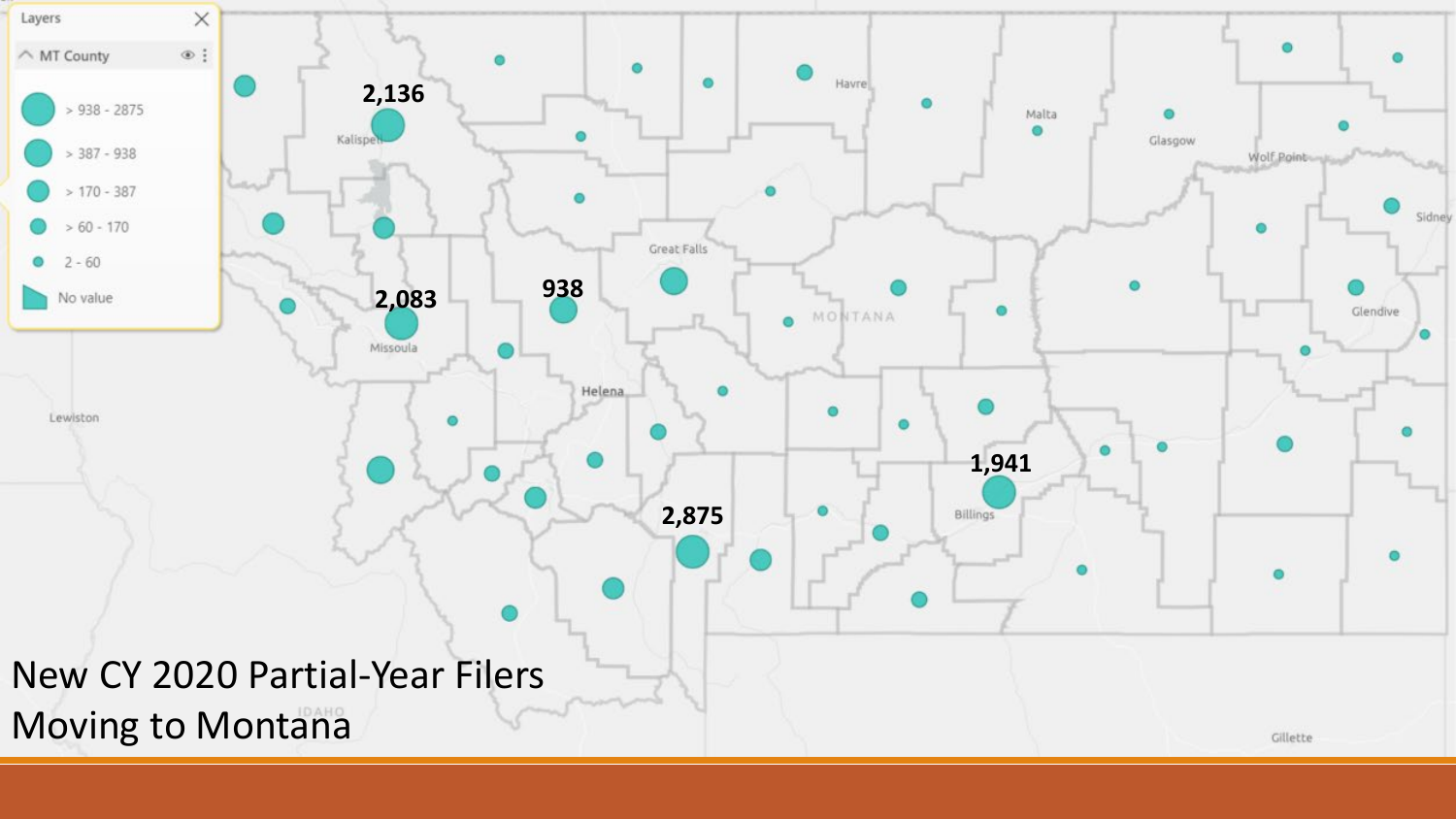# New CY 2020 Partial-Year Filers Moving to Montana

Layers

MT County

- > 938 - 2875
- > 387 - 938
- > 170 - 387
- > 60 - 170
- 2 - 60
- No value

2,136

2,083

938

2,875

1,941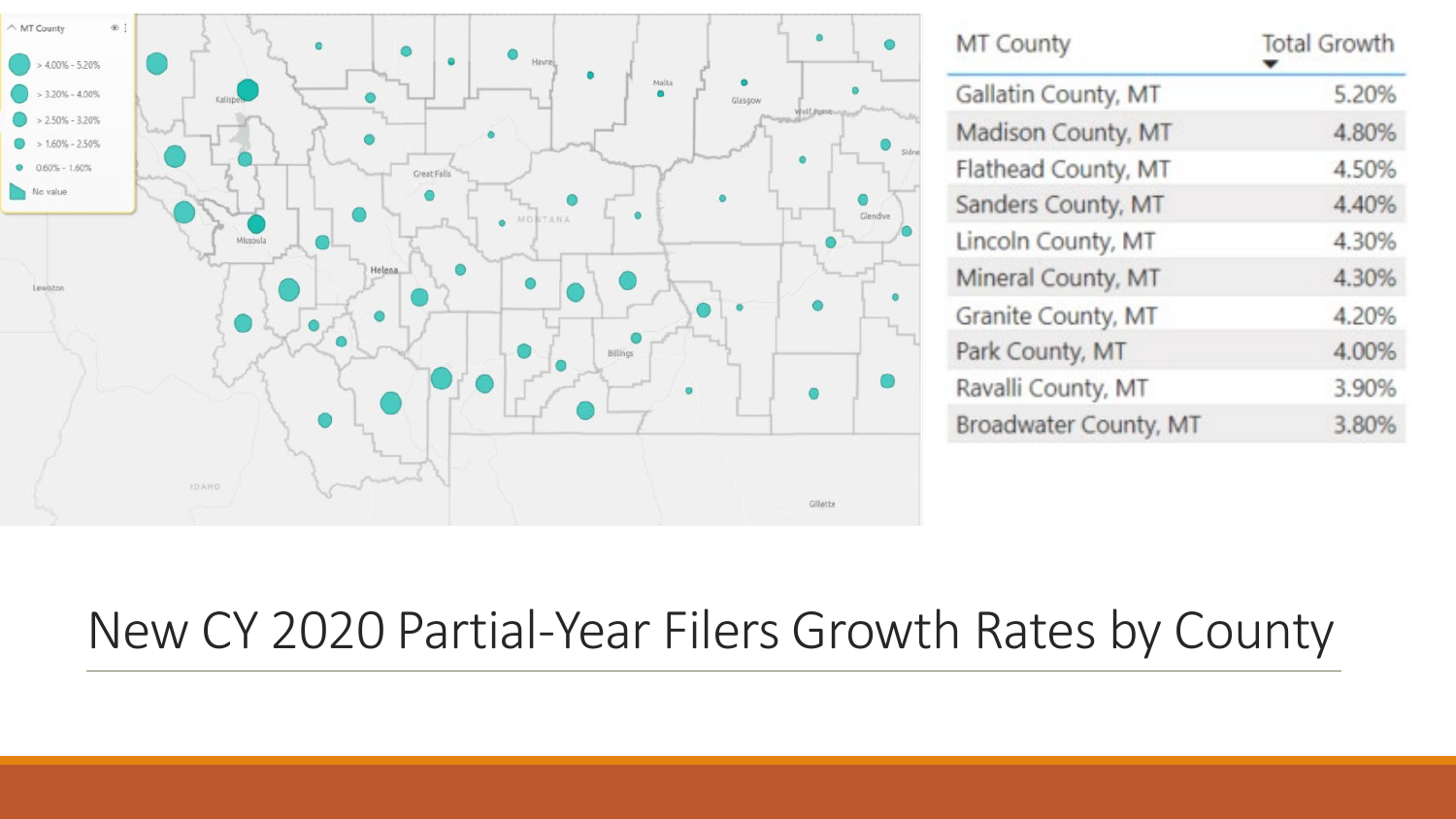# New CY 2020 Partial-Year Filers Growth Rates by County

| MT County | Total Growth |
|---|---|
| Gallatin County, MT | 5.20% |
| Madison County, MT | 4.80% |
| Flathead County, MT | 4.50% |
| Sanders County, MT | 4.40% |
| Lincoln County, MT | 4.30% |
| Mineral County, MT | 4.30% |
| Granite County, MT | 4.20% |
| Park County, MT | 4.00% |
| Ravalli County, MT | 3.90% |
| Broadwater County, MT | 3.80% |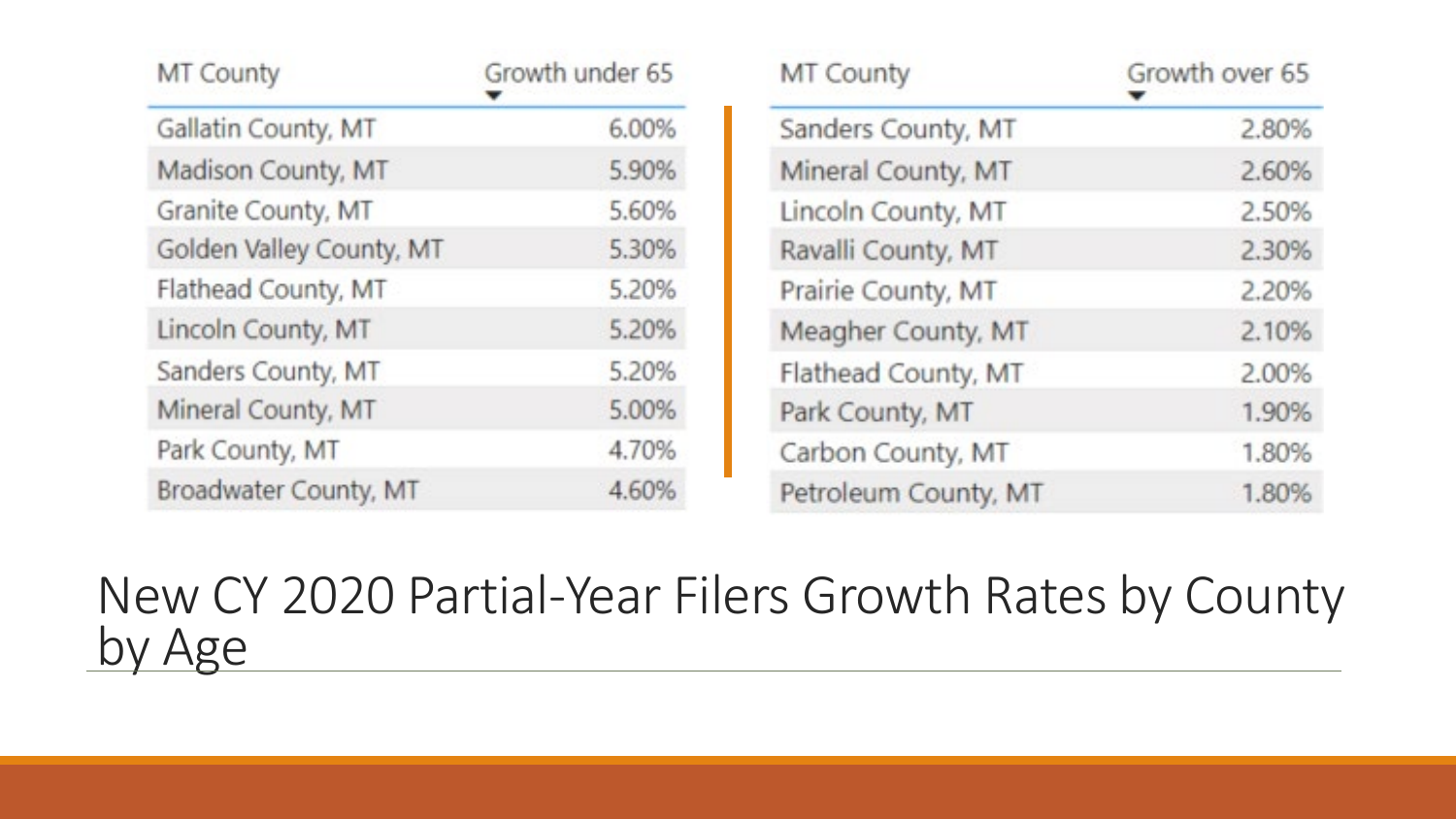| MT County | Growth under 65 |
|---|---|
| Gallatin County, MT | 6.00% |
| Madison County, MT | 5.90% |
| Granite County, MT | 5.60% |
| Golden Valley County, MT | 5.30% |
| Flathead County, MT | 5.20% |
| Lincoln County, MT | 5.20% |
| Sanders County, MT | 5.20% |
| Mineral County, MT | 5.00% |
| Park County, MT | 4.70% |
| Broadwater County, MT | 4.60% |

| MT County | Growth over 65 |
|---|---|
| Sanders County, MT | 2.80% |
| Mineral County, MT | 2.60% |
| Lincoln County, MT | 2.50% |
| Ravalli County, MT | 2.30% |
| Prairie County, MT | 2.20% |
| Meagher County, MT | 2.10% |
| Flathead County, MT | 2.00% |
| Park County, MT | 1.90% |
| Carbon County, MT | 1.80% |
| Petroleum County, MT | 1.80% |

# New CY 2020 Partial-Year Filers Growth Rates by County by Age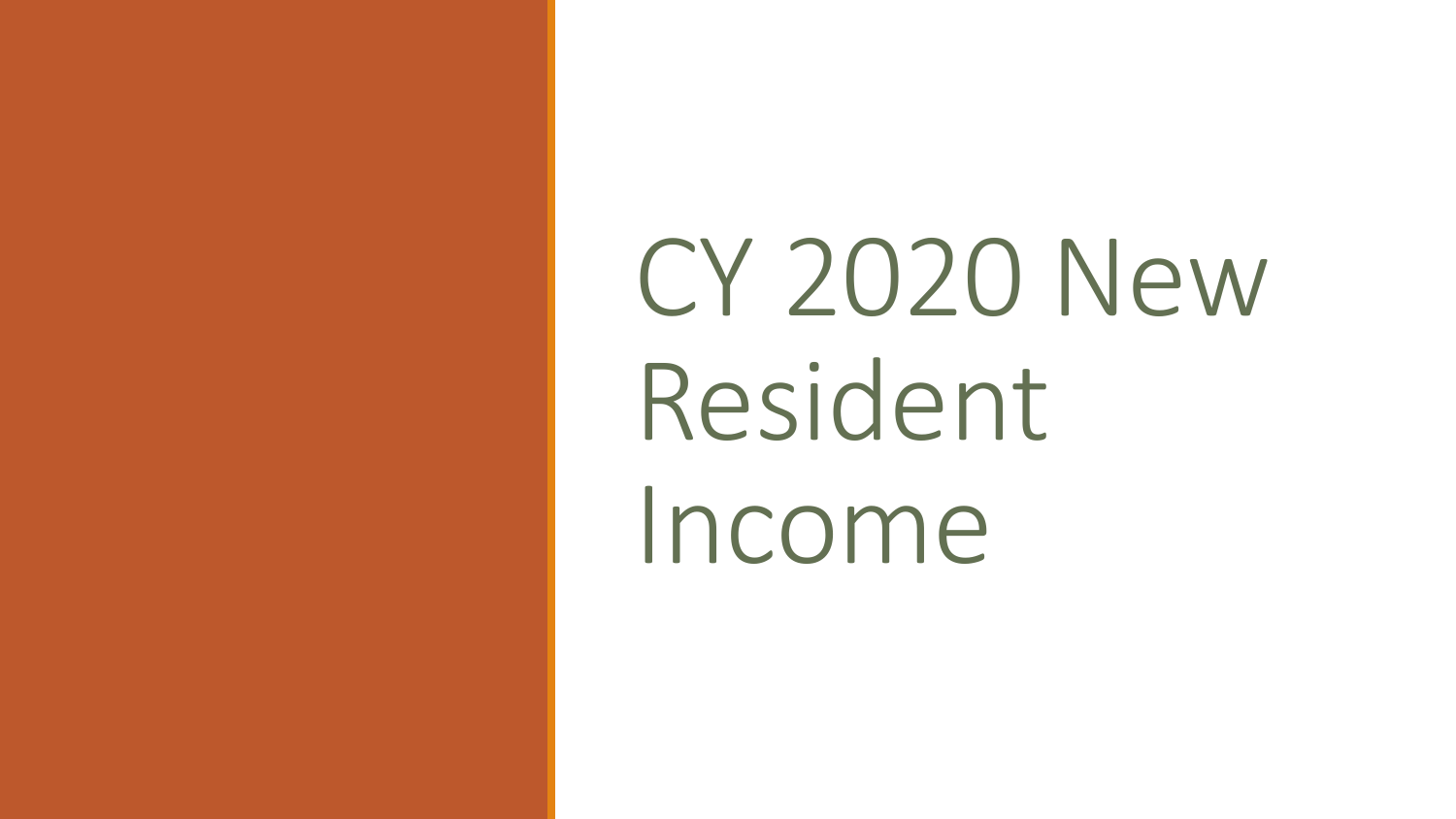# CY 2020 New Resident Income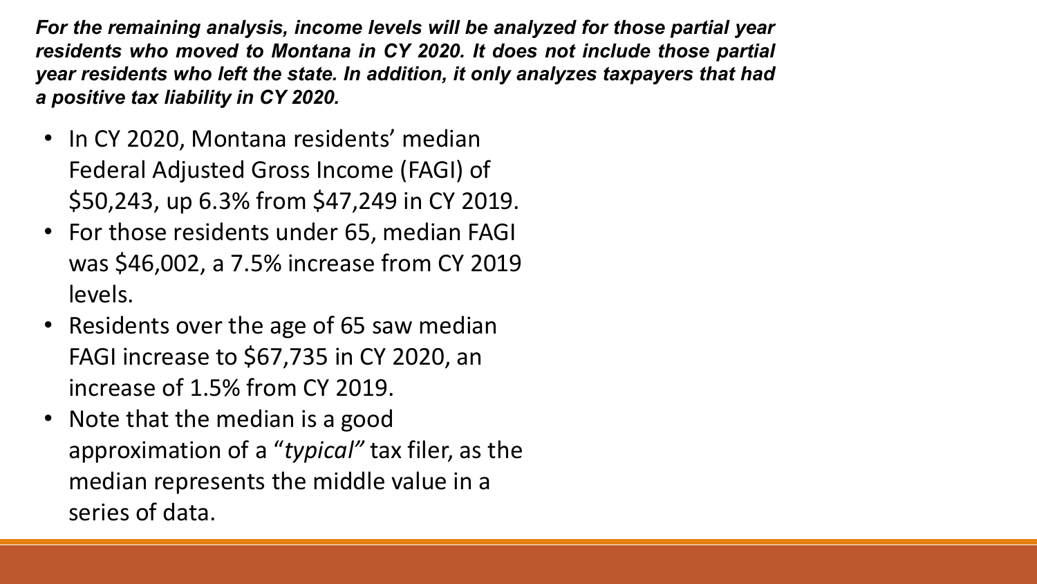***For the remaining analysis, income levels will be analyzed for those partial year residents who moved to Montana in CY 2020. It does not include those partial year residents who left the state. In addition, it only analyzes taxpayers that had a positive tax liability in CY 2020.***

- In CY 2020, Montana residents' median Federal Adjusted Gross Income (FAGI) of $50,243, up 6.3% from $47,249 in CY 2019.
- For those residents under 65, median FAGI was $46,002, a 7.5% increase from CY 2019 levels.
- Residents over the age of 65 saw median FAGI increase to $67,735 in CY 2020, an increase of 1.5% from CY 2019.
- Note that the median is a good approximation of a "*typical*" tax filer, as the median represents the middle value in a series of data.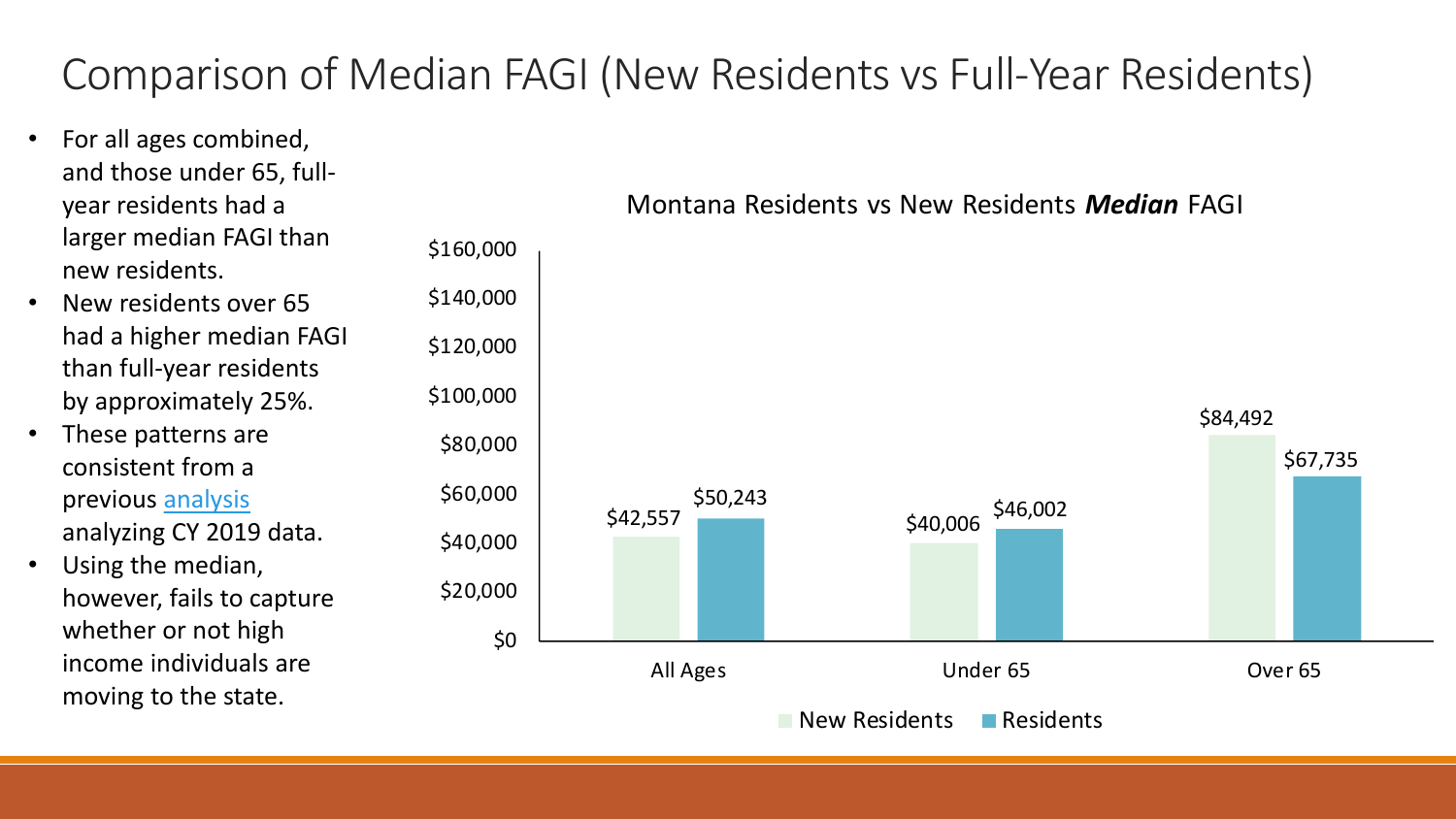# Comparison of Median FAGI (New Residents vs Full-Year Residents)

- For all ages combined, and those under 65, full-year residents had a larger median FAGI than new residents.
- New residents over 65 had a higher median FAGI than full-year residents by approximately 25%.
- These patterns are consistent from a previous [analysis](analysis) analyzing CY 2019 data.
- Using the median, however, fails to capture whether or not high income individuals are moving to the state.

Montana Residents vs New Residents ***Median*** FAGI

| | New Residents | Residents |
|---|---|---|
| All Ages | $42,557 | $50,243 |
| Under 65 | $40,006 | $46,002 |
| Over 65 | $84,492 | $67,735 |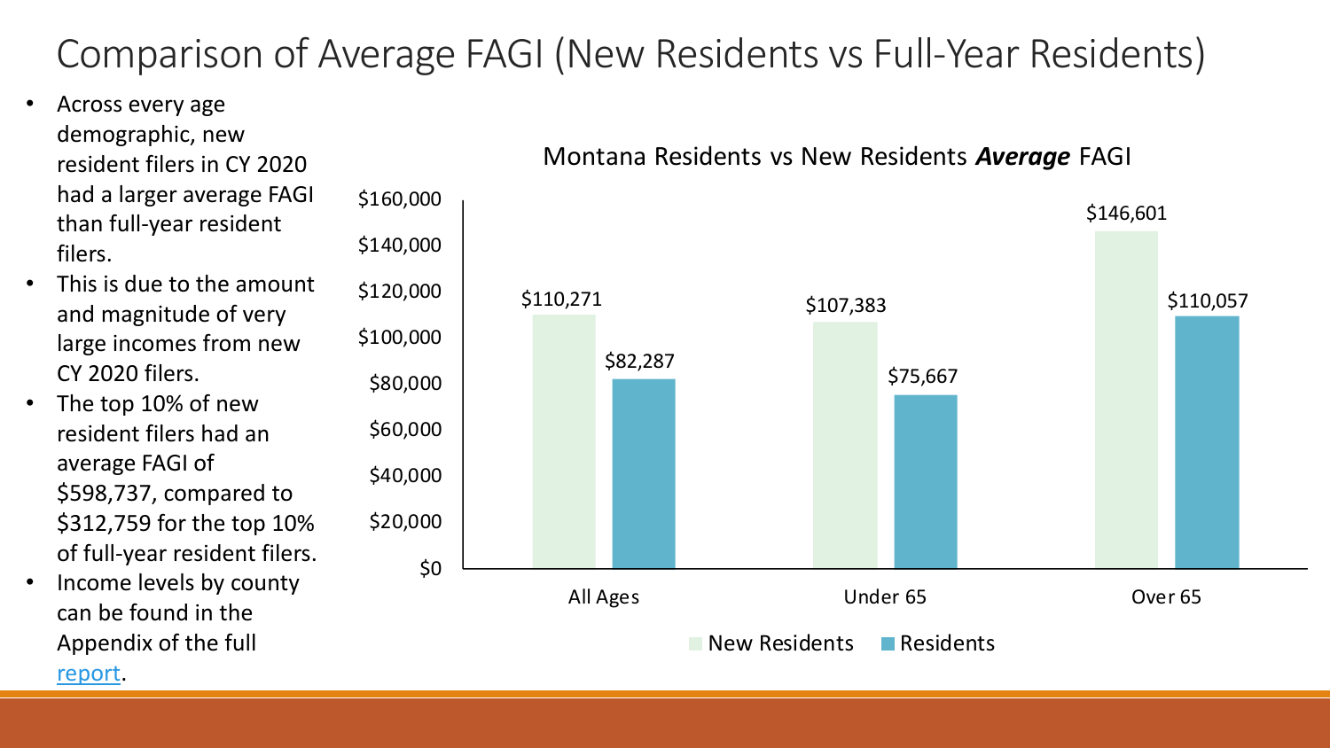# Comparison of Average FAGI (New Residents vs Full-Year Residents)

- Across every age demographic, new resident filers in CY 2020 had a larger average FAGI than full-year resident filers.
- This is due to the amount and magnitude of very large incomes from new CY 2020 filers.
- The top 10% of new resident filers had an average FAGI of $598,737, compared to $312,759 for the top 10% of full-year resident filers.
- Income levels by county can be found in the Appendix of the full [report](report).

Montana Residents vs New Residents ***Average*** FAGI

| | New Residents | Residents |
|---|---|---|
| All Ages | $110,271 | $82,287 |
| Under 65 | $107,383 | $75,667 |
| Over 65 | $146,601 | $110,057 |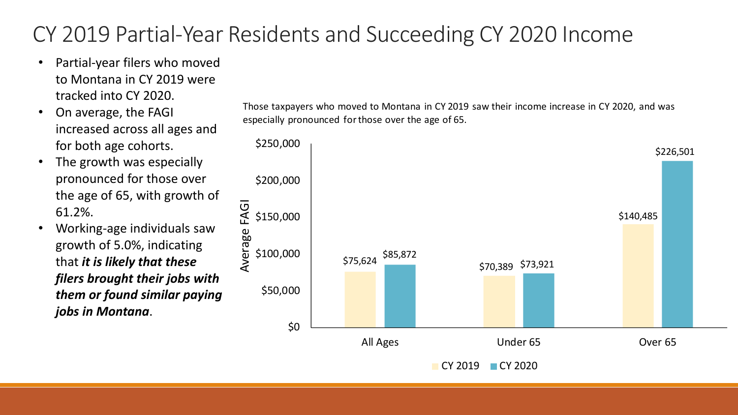# CY 2019 Partial-Year Residents and Succeeding CY 2020 Income

- Partial-year filers who moved to Montana in CY 2019 were tracked into CY 2020.
- On average, the FAGI increased across all ages and for both age cohorts.
- The growth was especially pronounced for those over the age of 65, with growth of 61.2%.
- Working-age individuals saw growth of 5.0%, indicating that ***it is likely that these filers brought their jobs with them or found similar paying jobs in Montana***.

Those taxpayers who moved to Montana in CY 2019 saw their income increase in CY 2020, and was especially pronounced for those over the age of 65.

| Average FAGI | CY 2019 | CY 2020 |
| --- | --- | --- |
| All Ages | $75,624 | $85,872 |
| Under 65 | $70,389 | $73,921 |
| Over 65 | $140,485 | $226,501 |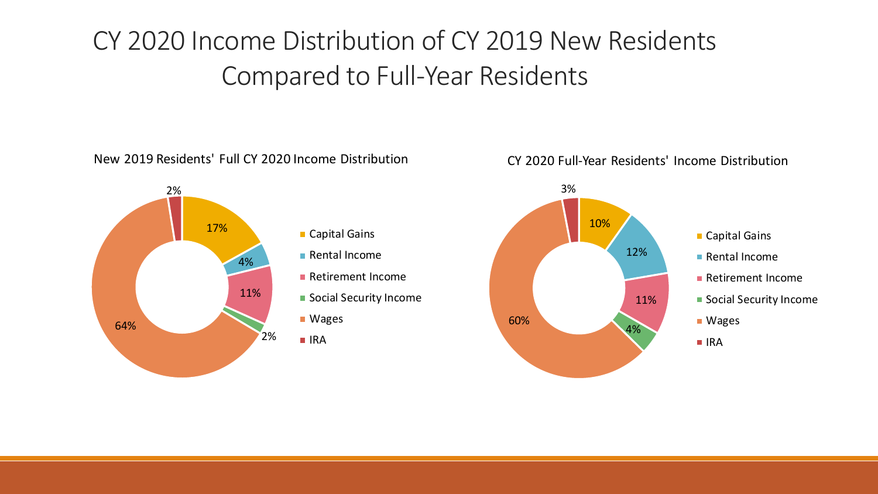# CY 2020 Income Distribution of CY 2019 New Residents Compared to Full-Year Residents

**New 2019 Residents' Full CY 2020 Income Distribution**

| Income Type | Share |
| --- | --- |
| Capital Gains | 17% |
| Rental Income | 4% |
| Retirement Income | 11% |
| Social Security Income | 2% |
| Wages | 64% |
| IRA | 2% |

**CY 2020 Full-Year Residents' Income Distribution**

| Income Type | Share |
| --- | --- |
| Capital Gains | 10% |
| Rental Income | 12% |
| Retirement Income | 11% |
| Social Security Income | 4% |
| Wages | 60% |
| IRA | 3% |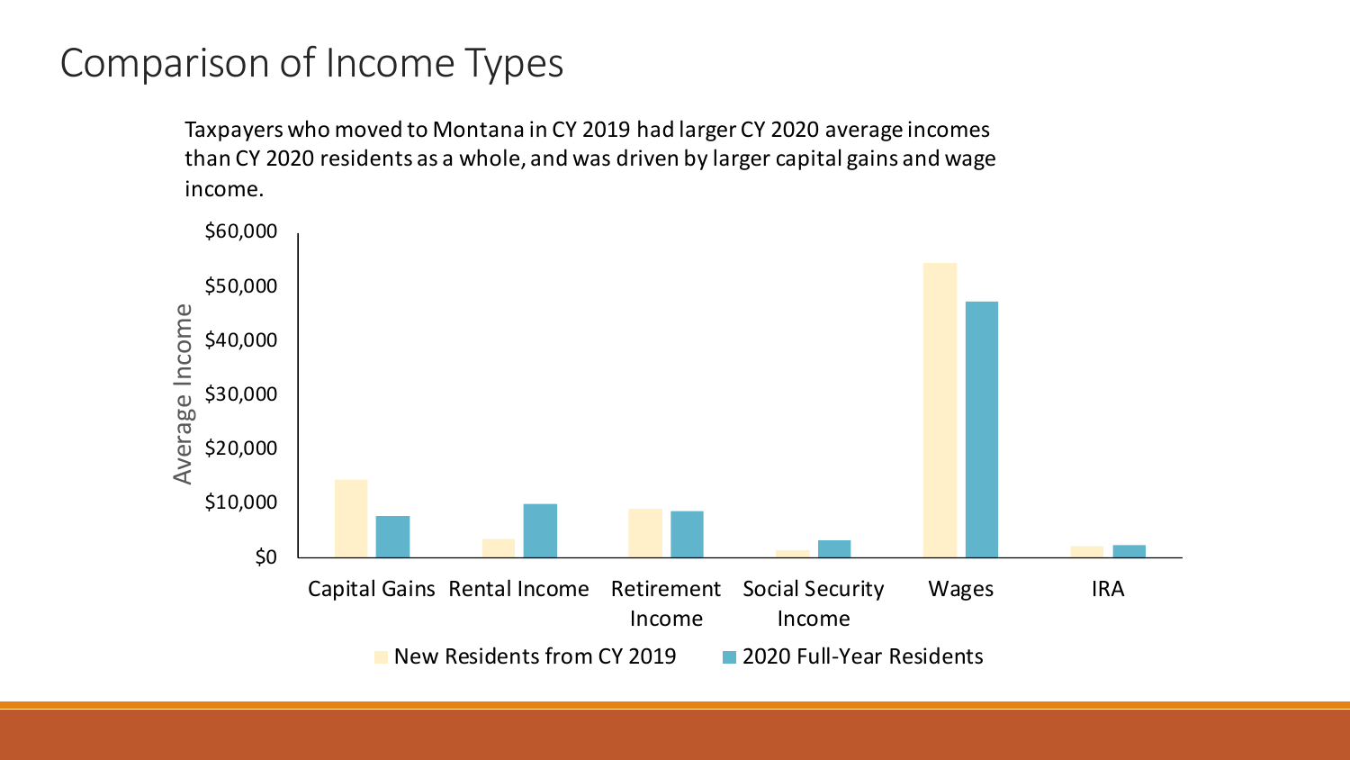# Comparison of Income Types

Taxpayers who moved to Montana in CY 2019 had larger CY 2020 average incomes than CY 2020 residents as a whole, and was driven by larger capital gains and wage income.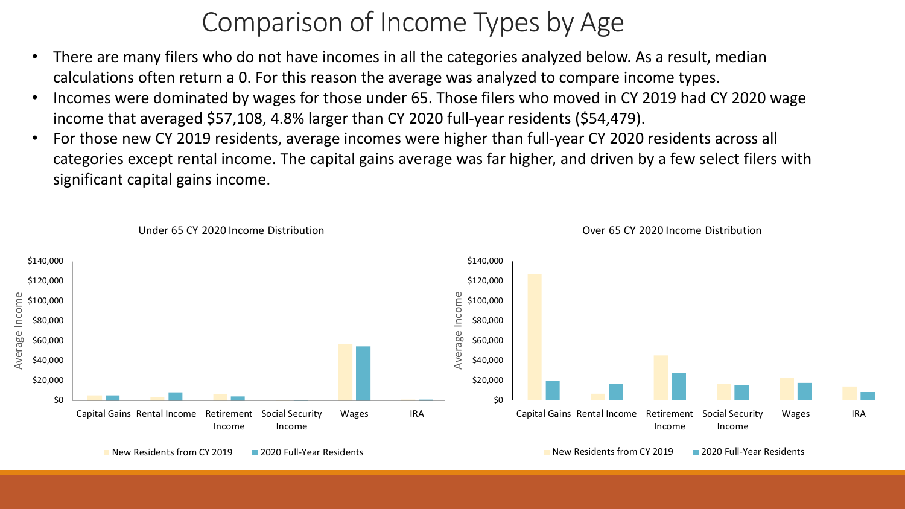# Comparison of Income Types by Age

- There are many filers who do not have incomes in all the categories analyzed below. As a result, median calculations often return a 0. For this reason the average was analyzed to compare income types.
- Incomes were dominated by wages for those under 65. Those filers who moved in CY 2019 had CY 2020 wage income that averaged $57,108, 4.8% larger than CY 2020 full-year residents ($54,479).
- For those new CY 2019 residents, average incomes were higher than full-year CY 2020 residents across all categories except rental income. The capital gains average was far higher, and driven by a few select filers with significant capital gains income.

Under 65 CY 2020 Income Distribution

Over 65 CY 2020 Income Distribution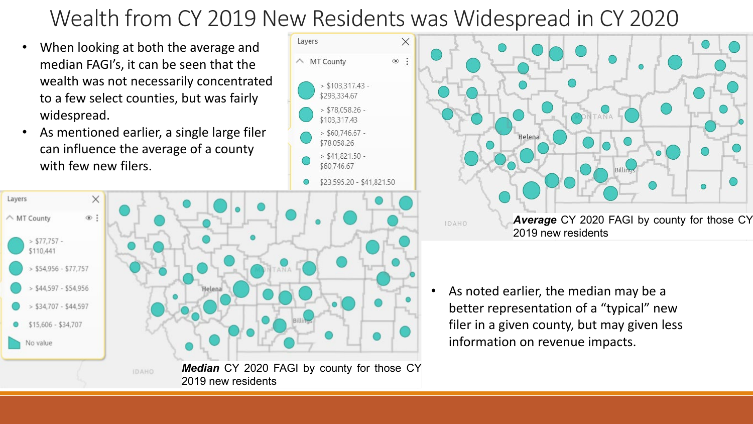# Wealth from CY 2019 New Residents was Widespread in CY 2020

- When looking at both the average and median FAGI's, it can be seen that the wealth was not necessarily concentrated to a few select counties, but was fairly widespread.
- As mentioned earlier, a single large filer can influence the average of a county with few new filers.

Layers

MT County

- > $103,317.43 - $293,334.67
- > $78,058.26 - $103,317.43
- > $60,746.67 - $78,058.26
- > $41,821.50 - $60,746.67
- $23,595.20 - $41,821.50

***Average*** CY 2020 FAGI by county for those CY 2019 new residents

Layers

MT County

- > $77,757 - $110,441
- > $54,956 - $77,757
- > $44,597 - $54,956
- > $34,707 - $44,597
- $15,606 - $34,707
- No value

***Median*** CY 2020 FAGI by county for those CY 2019 new residents

- As noted earlier, the median may be a better representation of a "typical" new filer in a given county, but may given less information on revenue impacts.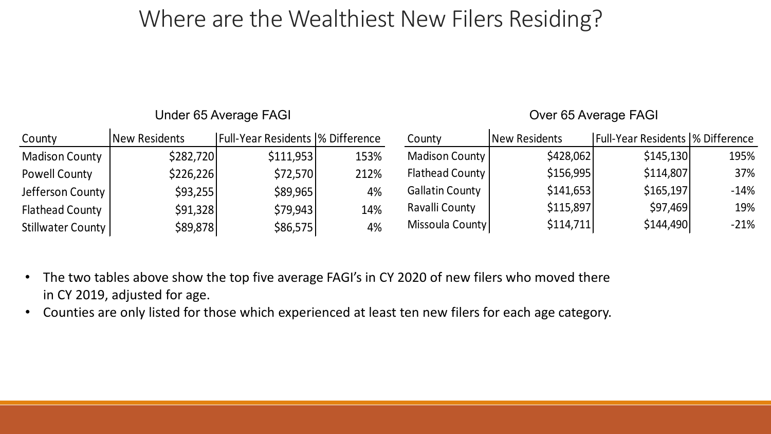# Where are the Wealthiest New Filers Residing?

### Under 65 Average FAGI

| County | New Residents | Full-Year Residents | % Difference |
|---|---|---|---|
| Madison County | $282,720 | $111,953 | 153% |
| Powell County | $226,226 | $72,570 | 212% |
| Jefferson County | $93,255 | $89,965 | 4% |
| Flathead County | $91,328 | $79,943 | 14% |
| Stillwater County | $89,878 | $86,575 | 4% |

### Over 65 Average FAGI

| County | New Residents | Full-Year Residents | % Difference |
|---|---|---|---|
| Madison County | $428,062 | $145,130 | 195% |
| Flathead County | $156,995 | $114,807 | 37% |
| Gallatin County | $141,653 | $165,197 | -14% |
| Ravalli County | $115,897 | $97,469 | 19% |
| Missoula County | $114,711 | $144,490 | -21% |

- The two tables above show the top five average FAGI's in CY 2020 of new filers who moved there in CY 2019, adjusted for age.
- Counties are only listed for those which experienced at least ten new filers for each age category.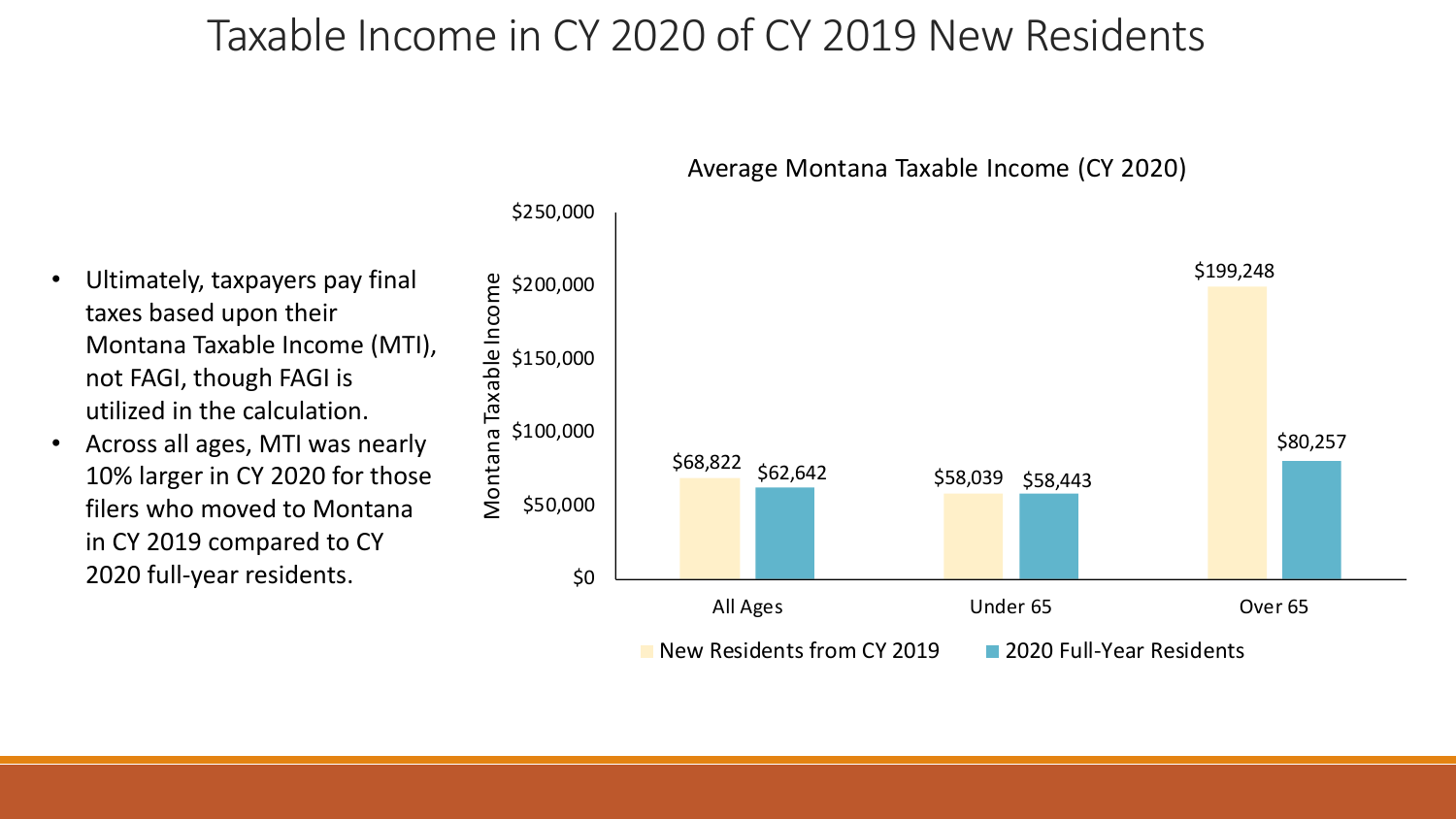# Taxable Income in CY 2020 of CY 2019 New Residents

- Ultimately, taxpayers pay final taxes based upon their Montana Taxable Income (MTI), not FAGI, though FAGI is utilized in the calculation.
- Across all ages, MTI was nearly 10% larger in CY 2020 for those filers who moved to Montana in CY 2019 compared to CY 2020 full-year residents.

**Average Montana Taxable Income (CY 2020)**

| | New Residents from CY 2019 | 2020 Full-Year Residents |
|---|---|---|
| All Ages | $68,822 | $62,642 |
| Under 65 | $58,039 | $58,443 |
| Over 65 | $199,248 | $80,257 |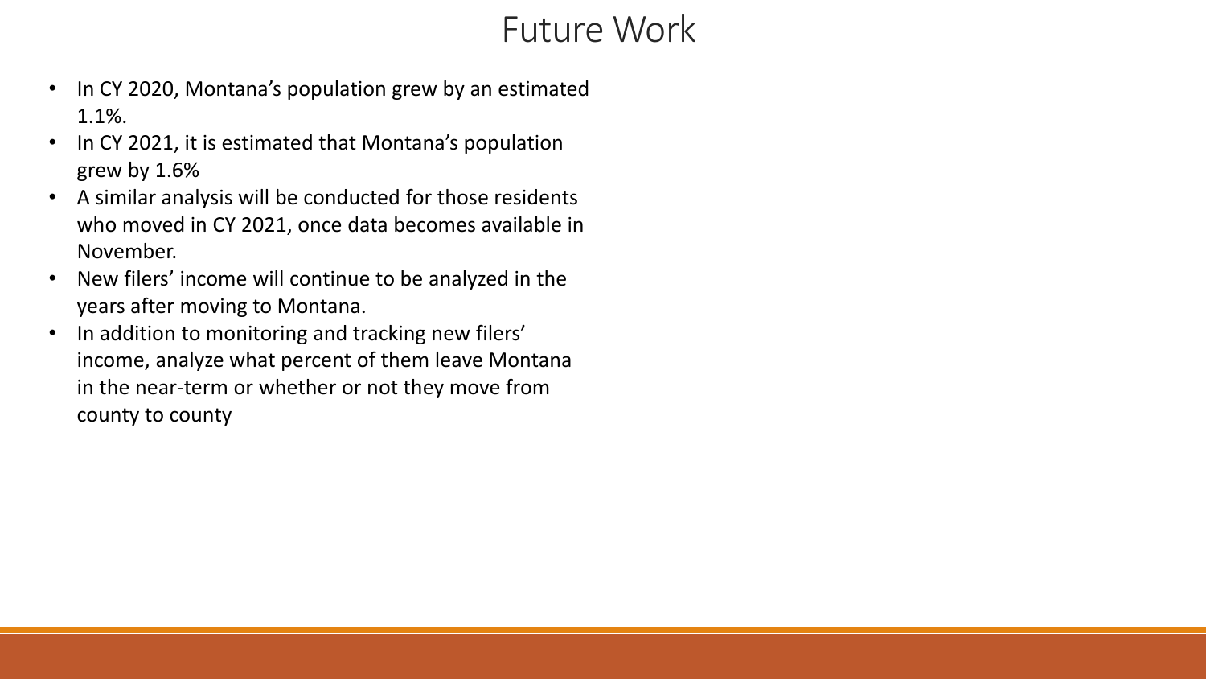# Future Work

- In CY 2020, Montana's population grew by an estimated 1.1%.
- In CY 2021, it is estimated that Montana's population grew by 1.6%
- A similar analysis will be conducted for those residents who moved in CY 2021, once data becomes available in November.
- New filers' income will continue to be analyzed in the years after moving to Montana.
- In addition to monitoring and tracking new filers' income, analyze what percent of them leave Montana in the near-term or whether or not they move from county to county